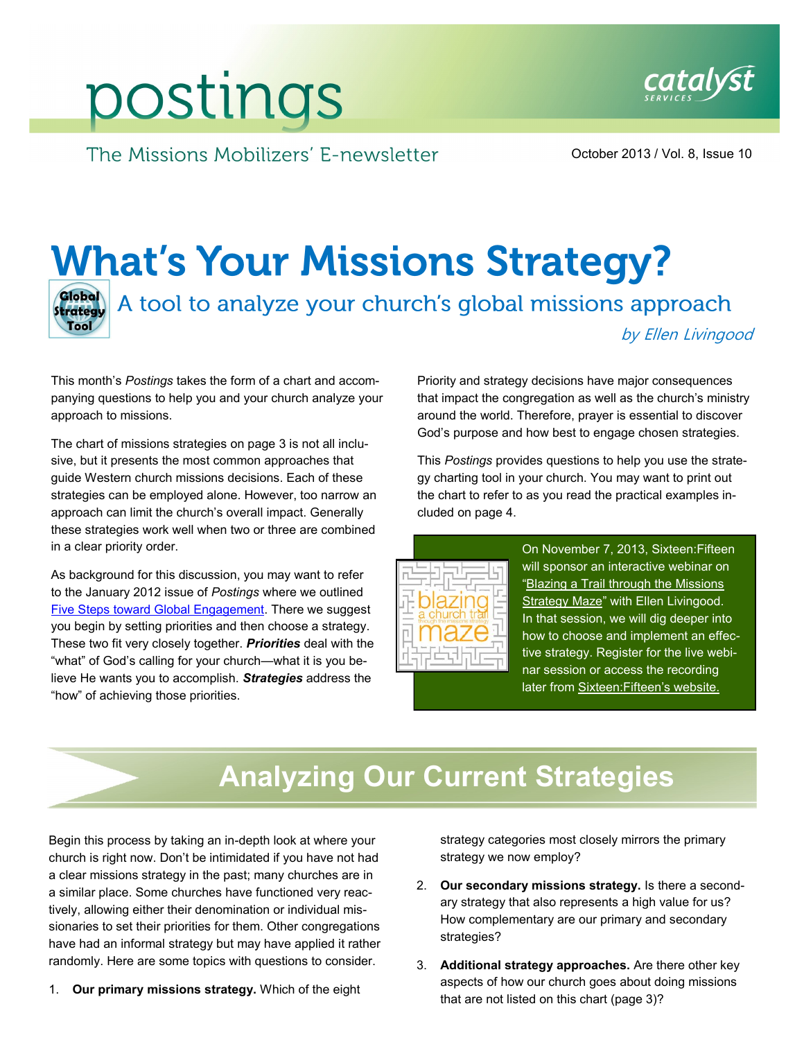# postings

The Missions Mobilizers' E-newsletter

October 2013 / Vol. 8, Issue 10

# What's Your Missions Strategy?

## A tool to analyze your church's global missions approach

*by Ellen Livingood*

This month's *Postings* takes the form of a chart and accompanying questions to help you and your church analyze your approach to missions.

The chart of missions strategies on page 3 is not all inclusive, but it presents the most common approaches that guide Western church missions decisions. Each of these strategies can be employed alone. However, too narrow an approach can limit the church's overall impact. Generally these strategies work well when two or three are combined in a clear priority order.

As background for this discussion, you may want to refer to the January 2012 issue of *Postings* where we outlined Five Steps toward Global Engagement. There we suggest you begin by setting priorities and then choose a strategy. These two fit very closely together. ***Priorities*** deal with the "what" of God's calling for your church—what it is you believe He wants you to accomplish. ***Strategies*** address the "how" of achieving those priorities.

Priority and strategy decisions have major consequences that impact the congregation as well as the church's ministry around the world. Therefore, prayer is essential to discover God's purpose and how best to engage chosen strategies.

This *Postings* provides questions to help you use the strategy charting tool in your church. You may want to print out the chart to refer to as you read the practical examples included on page 4.

On November 7, 2013, Sixteen:Fifteen will sponsor an interactive webinar on "Blazing a Trail through the Missions Strategy Maze" with Ellen Livingood. In that session, we will dig deeper into how to choose and implement an effective strategy. Register for the live webinar session or access the recording later from Sixteen:Fifteen's website.

## Analyzing Our Current Strategies

Begin this process by taking an in-depth look at where your church is right now. Don't be intimidated if you have not had a clear missions strategy in the past; many churches are in a similar place. Some churches have functioned very reactively, allowing either their denomination or individual missionaries to set their priorities for them. Other congregations have had an informal strategy but may have applied it rather randomly. Here are some topics with questions to consider.

1. **Our primary missions strategy.** Which of the eight strategy categories most closely mirrors the primary strategy we now employ?
2. **Our secondary missions strategy.** Is there a secondary strategy that also represents a high value for us? How complementary are our primary and secondary strategies?
3. **Additional strategy approaches.** Are there other key aspects of how our church goes about doing missions that are not listed on this chart (page 3)?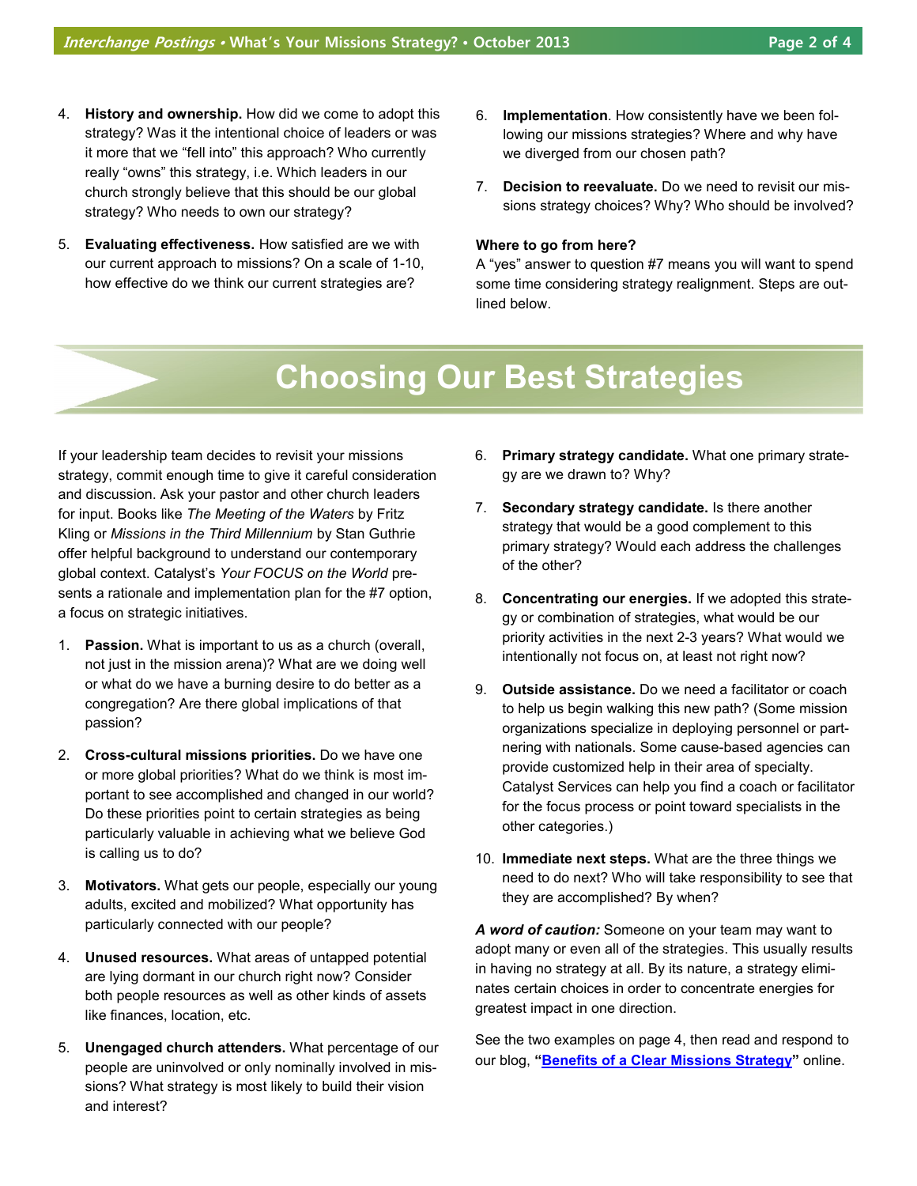4. **History and ownership.** How did we come to adopt this strategy? Was it the intentional choice of leaders or was it more that we "fell into" this approach? Who currently really "owns" this strategy, i.e. Which leaders in our church strongly believe that this should be our global strategy? Who needs to own our strategy?

5. **Evaluating effectiveness.** How satisfied are we with our current approach to missions? On a scale of 1-10, how effective do we think our current strategies are?

6. **Implementation**. How consistently have we been following our missions strategies? Where and why have we diverged from our chosen path?

7. **Decision to reevaluate.** Do we need to revisit our missions strategy choices? Why? Who should be involved?

**Where to go from here?**

A "yes" answer to question #7 means you will want to spend some time considering strategy realignment. Steps are outlined below.

# Choosing Our Best Strategies

If your leadership team decides to revisit your missions strategy, commit enough time to give it careful consideration and discussion. Ask your pastor and other church leaders for input. Books like *The Meeting of the Waters* by Fritz Kling or *Missions in the Third Millennium* by Stan Guthrie offer helpful background to understand our contemporary global context. Catalyst's *Your FOCUS on the World* presents a rationale and implementation plan for the #7 option, a focus on strategic initiatives.

1. **Passion.** What is important to us as a church (overall, not just in the mission arena)? What are we doing well or what do we have a burning desire to do better as a congregation? Are there global implications of that passion?

2. **Cross-cultural missions priorities.** Do we have one or more global priorities? What do we think is most important to see accomplished and changed in our world? Do these priorities point to certain strategies as being particularly valuable in achieving what we believe God is calling us to do?

3. **Motivators.** What gets our people, especially our young adults, excited and mobilized? What opportunity has particularly connected with our people?

4. **Unused resources.** What areas of untapped potential are lying dormant in our church right now? Consider both people resources as well as other kinds of assets like finances, location, etc.

5. **Unengaged church attenders.** What percentage of our people are uninvolved or only nominally involved in missions? What strategy is most likely to build their vision and interest?

6. **Primary strategy candidate.** What one primary strategy are we drawn to? Why?

7. **Secondary strategy candidate.** Is there another strategy that would be a good complement to this primary strategy? Would each address the challenges of the other?

8. **Concentrating our energies.** If we adopted this strategy or combination of strategies, what would be our priority activities in the next 2-3 years? What would we intentionally not focus on, at least not right now?

9. **Outside assistance.** Do we need a facilitator or coach to help us begin walking this new path? (Some mission organizations specialize in deploying personnel or partnering with nationals. Some cause-based agencies can provide customized help in their area of specialty. Catalyst Services can help you find a coach or facilitator for the focus process or point toward specialists in the other categories.)

10. **Immediate next steps.** What are the three things we need to do next? Who will take responsibility to see that they are accomplished? By when?

***A word of caution:*** Someone on your team may want to adopt many or even all of the strategies. This usually results in having no strategy at all. By its nature, a strategy eliminates certain choices in order to concentrate energies for greatest impact in one direction.

See the two examples on page 4, then read and respond to our blog, **"Benefits of a Clear Missions Strategy"** online.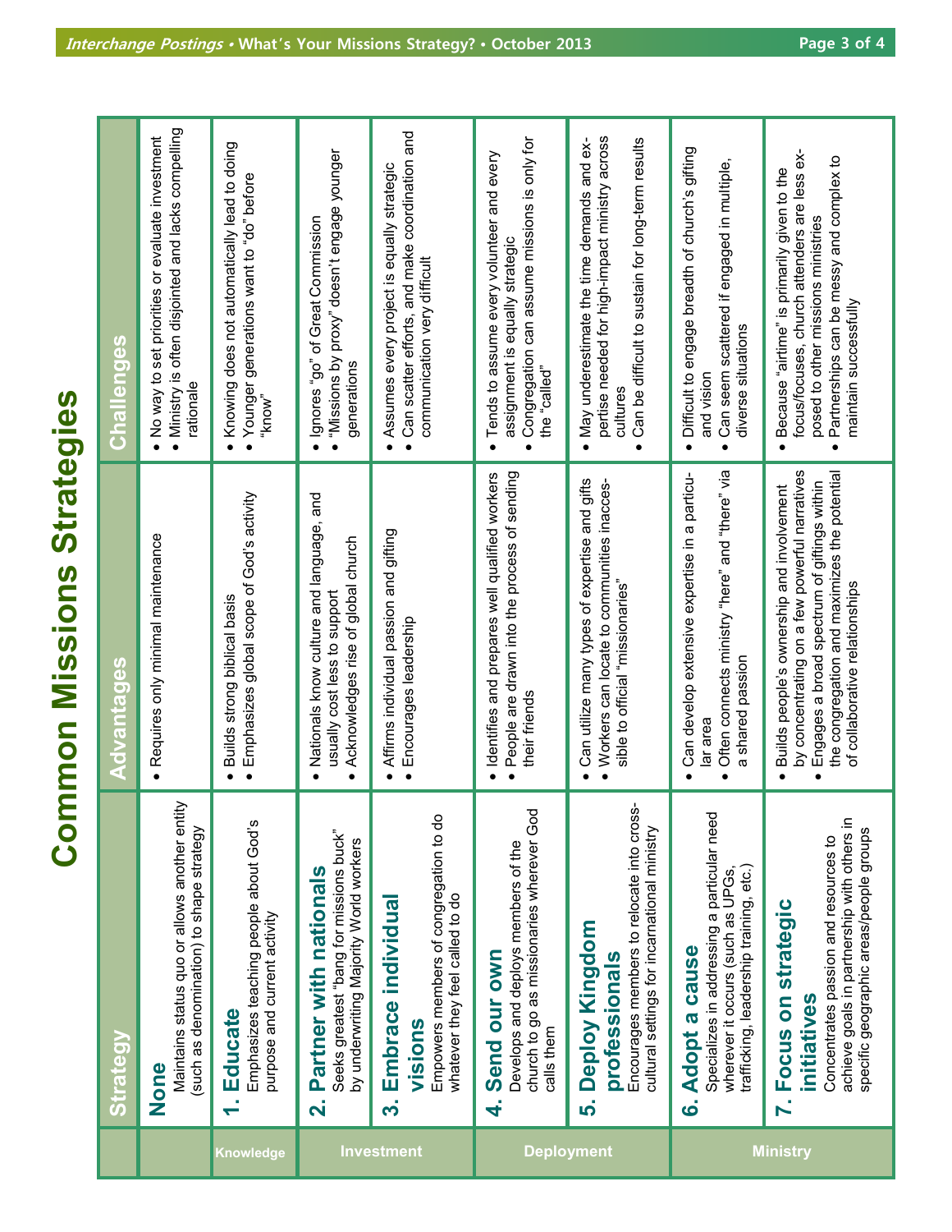# Common Missions Strategies

| | Strategy | Advantages | Challenges |
|---|---|---|---|
| | **None** Maintains status quo or allows another entity (such as denomination) to shape strategy | • Requires only minimal maintenance | • No way to set priorities or evaluate investment • Ministry is often disjointed and lacks compelling rationale |
| Knowledge | **1. Educate** Emphasizes teaching people about God's purpose and current activity | • Builds strong biblical basis • Emphasizes global scope of God's activity | • Knowing does not automatically lead to doing • Younger generations want to "do" before "know" |
| Investment | **2. Partner with nationals** Seeks greatest "bang for missions buck" by underwriting Majority World workers | • Nationals know culture and language, and usually cost less to support • Acknowledges rise of global church | • Ignores "go" of Great Commission • "Missions by proxy" doesn't engage younger generations |
| | **3. Embrace individual visions** Empowers members of congregation to do whatever they feel called to do | • Affirms individual passion and gifting • Encourages leadership | • Assumes every project is equally strategic • Can scatter efforts, and make coordination and communication very difficult |
| Deployment | **4. Send our own** Develops and deploys members of the church to go as missionaries wherever God calls them | • Identifies and prepares well qualified workers • People are drawn into the process of sending their friends | • Tends to assume every volunteer and every assignment is equally strategic • Congregation can assume missions is only for the "called" |
| | **5. Deploy Kingdom professionals** Encourages members to relocate into cross-cultural settings for incarnational ministry | • Can utilize many types of expertise and gifts • Workers can locate to communities inaccessible to official "missionaries" | • May underestimate the time demands and expertise needed for high-impact ministry across cultures • Can be difficult to sustain for long-term results |
| Ministry | **6. Adopt a cause** Specializes in addressing a particular need wherever it occurs (such as UPGs, trafficking, leadership training, etc.) | • Can develop extensive expertise in a particular area • Often connects ministry "here" and "there" via a shared passion | • Difficult to engage breadth of church's gifting and vision • Can seem scattered if engaged in multiple, diverse situations |
| | **7. Focus on strategic initiatives** Concentrates passion and resources to achieve goals in partnership with others in specific geographic areas/people groups | • Builds people's ownership and involvement by concentrating on a few powerful narratives • Engages a broad spectrum of giftings within the congregation and maximizes the potential of collaborative relationships | • Because "airtime" is primarily given to the focus/focuses, church attenders are less exposed to other missions ministries • Partnerships can be messy and complex to maintain successfully |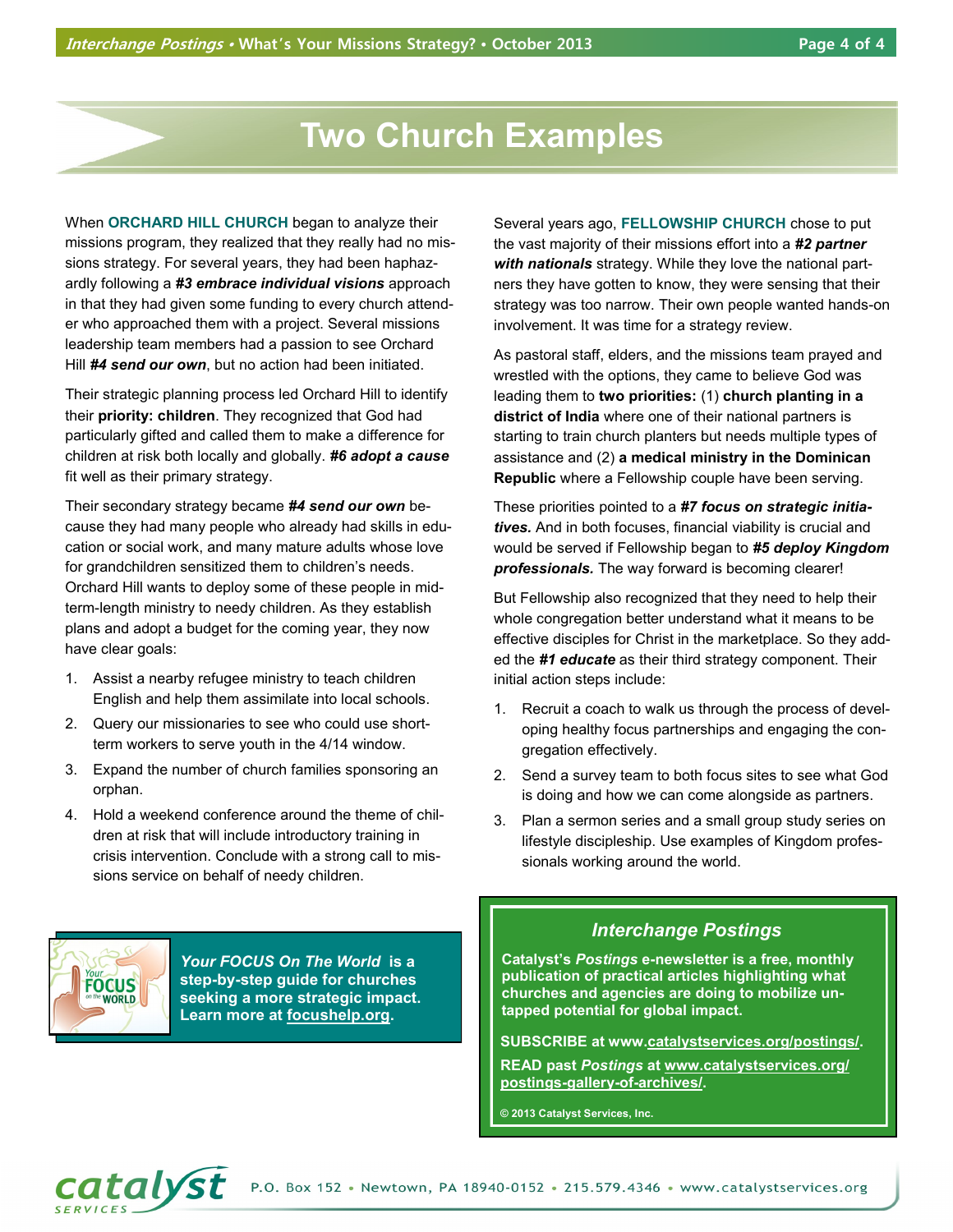# Two Church Examples

When **ORCHARD HILL CHURCH** began to analyze their missions program, they realized that they really had no missions strategy. For several years, they had been haphazardly following a ***#3 embrace individual visions*** approach in that they had given some funding to every church attender who approached them with a project. Several missions leadership team members had a passion to see Orchard Hill ***#4 send our own***, but no action had been initiated.

Their strategic planning process led Orchard Hill to identify their **priority: children**. They recognized that God had particularly gifted and called them to make a difference for children at risk both locally and globally. ***#6 adopt a cause*** fit well as their primary strategy.

Their secondary strategy became ***#4 send our own*** because they had many people who already had skills in education or social work, and many mature adults whose love for grandchildren sensitized them to children's needs. Orchard Hill wants to deploy some of these people in mid-term-length ministry to needy children. As they establish plans and adopt a budget for the coming year, they now have clear goals:

1. Assist a nearby refugee ministry to teach children English and help them assimilate into local schools.
2. Query our missionaries to see who could use short-term workers to serve youth in the 4/14 window.
3. Expand the number of church families sponsoring an orphan.
4. Hold a weekend conference around the theme of children at risk that will include introductory training in crisis intervention. Conclude with a strong call to missions service on behalf of needy children.

Several years ago, **FELLOWSHIP CHURCH** chose to put the vast majority of their missions effort into a ***#2 partner with nationals*** strategy. While they love the national partners they have gotten to know, they were sensing that their strategy was too narrow. Their own people wanted hands-on involvement. It was time for a strategy review.

As pastoral staff, elders, and the missions team prayed and wrestled with the options, they came to believe God was leading them to **two priorities:** (1) **church planting in a district of India** where one of their national partners is starting to train church planters but needs multiple types of assistance and (2) **a medical ministry in the Dominican Republic** where a Fellowship couple have been serving.

These priorities pointed to a ***#7 focus on strategic initiatives.*** And in both focuses, financial viability is crucial and would be served if Fellowship began to ***#5 deploy Kingdom professionals.*** The way forward is becoming clearer!

But Fellowship also recognized that they need to help their whole congregation better understand what it means to be effective disciples for Christ in the marketplace. So they added the ***#1 educate*** as their third strategy component. Their initial action steps include:

1. Recruit a coach to walk us through the process of developing healthy focus partnerships and engaging the congregation effectively.
2. Send a survey team to both focus sites to see what God is doing and how we can come alongside as partners.
3. Plan a sermon series and a small group study series on lifestyle discipleship. Use examples of Kingdom professionals working around the world.

***Your FOCUS On The World*** **is a step-by-step guide for churches seeking a more strategic impact. Learn more at focushelp.org.**

### *Interchange Postings*

**Catalyst's *Postings* e-newsletter is a free, monthly publication of practical articles highlighting what churches and agencies are doing to mobilize untapped potential for global impact.**

**SUBSCRIBE at www.catalystservices.org/postings/.**

**READ past *Postings* at www.catalystservices.org/postings-gallery-of-archives/.**

**© 2013 Catalyst Services, Inc.**

catalyst SERVICES — P.O. Box 152 • Newtown, PA 18940-0152 • 215.579.4346 • www.catalystservices.org